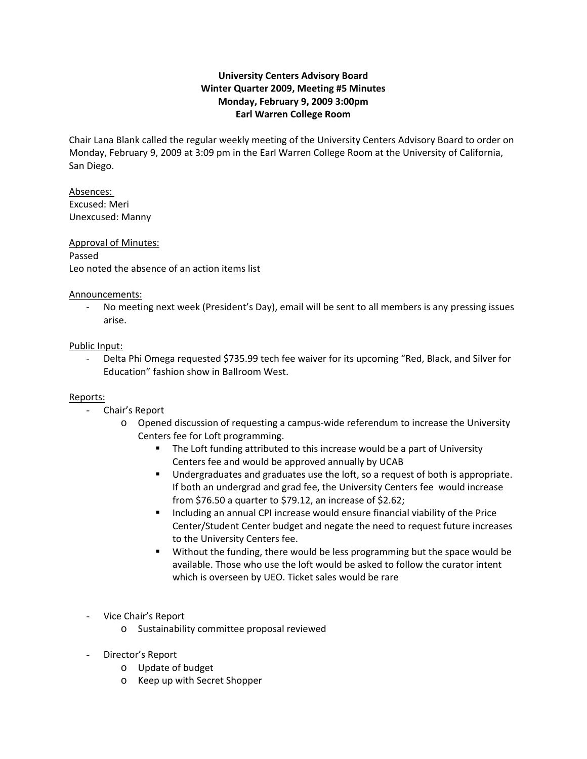**University Centers Advisory Board**
**Winter Quarter 2009, Meeting #5 Minutes**
**Monday, February 9, 2009 3:00pm**
**Earl Warren College Room**

Chair Lana Blank called the regular weekly meeting of the University Centers Advisory Board to order on Monday, February 9, 2009 at 3:09 pm in the Earl Warren College Room at the University of California, San Diego.

<u>Absences:</u>
Excused: Meri
Unexcused: Manny

<u>Approval of Minutes:</u>
Passed
Leo noted the absence of an action items list

<u>Announcements:</u>

- No meeting next week (President's Day), email will be sent to all members is any pressing issues arise.

<u>Public Input:</u>

- Delta Phi Omega requested $735.99 tech fee waiver for its upcoming "Red, Black, and Silver for Education" fashion show in Ballroom West.

<u>Reports:</u>

- Chair's Report
    - Opened discussion of requesting a campus-wide referendum to increase the University Centers fee for Loft programming.
        - The Loft funding attributed to this increase would be a part of University Centers fee and would be approved annually by UCAB
        - Undergraduates and graduates use the loft, so a request of both is appropriate. If both an undergrad and grad fee, the University Centers fee would increase from $76.50 a quarter to $79.12, an increase of $2.62;
        - Including an annual CPI increase would ensure financial viability of the Price Center/Student Center budget and negate the need to request future increases to the University Centers fee.
        - Without the funding, there would be less programming but the space would be available. Those who use the loft would be asked to follow the curator intent which is overseen by UEO. Ticket sales would be rare

- Vice Chair's Report
    - Sustainability committee proposal reviewed

- Director's Report
    - Update of budget
    - Keep up with Secret Shopper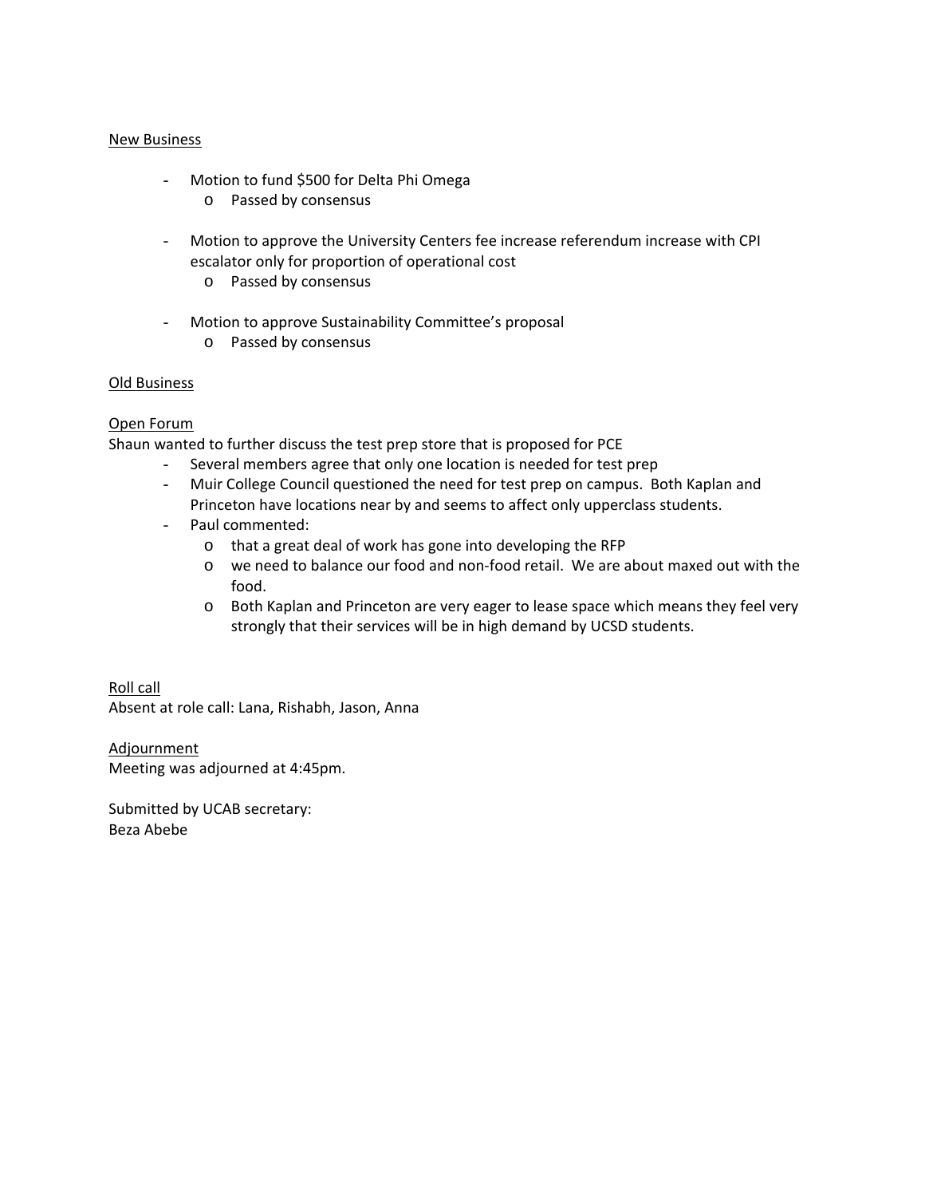New Business

- Motion to fund $500 for Delta Phi Omega
  - Passed by consensus

- Motion to approve the University Centers fee increase referendum increase with CPI escalator only for proportion of operational cost
  - Passed by consensus

- Motion to approve Sustainability Committee's proposal
  - Passed by consensus

Old Business

Open Forum

Shaun wanted to further discuss the test prep store that is proposed for PCE

- Several members agree that only one location is needed for test prep
- Muir College Council questioned the need for test prep on campus. Both Kaplan and Princeton have locations near by and seems to affect only upperclass students.
- Paul commented:
  - that a great deal of work has gone into developing the RFP
  - we need to balance our food and non-food retail. We are about maxed out with the food.
  - Both Kaplan and Princeton are very eager to lease space which means they feel very strongly that their services will be in high demand by UCSD students.

Roll call

Absent at role call: Lana, Rishabh, Jason, Anna

Adjournment

Meeting was adjourned at 4:45pm.

Submitted by UCAB secretary:
Beza Abebe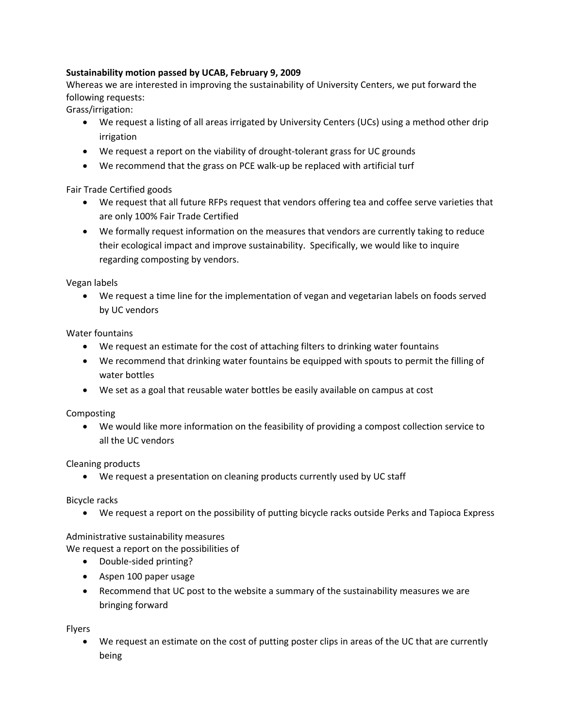**Sustainability motion passed by UCAB, February 9, 2009**

Whereas we are interested in improving the sustainability of University Centers, we put forward the following requests:

Grass/irrigation:

- We request a listing of all areas irrigated by University Centers (UCs) using a method other drip irrigation
- We request a report on the viability of drought-tolerant grass for UC grounds
- We recommend that the grass on PCE walk-up be replaced with artificial turf

Fair Trade Certified goods

- We request that all future RFPs request that vendors offering tea and coffee serve varieties that are only 100% Fair Trade Certified
- We formally request information on the measures that vendors are currently taking to reduce their ecological impact and improve sustainability. Specifically, we would like to inquire regarding composting by vendors.

Vegan labels

- We request a time line for the implementation of vegan and vegetarian labels on foods served by UC vendors

Water fountains

- We request an estimate for the cost of attaching filters to drinking water fountains
- We recommend that drinking water fountains be equipped with spouts to permit the filling of water bottles
- We set as a goal that reusable water bottles be easily available on campus at cost

Composting

- We would like more information on the feasibility of providing a compost collection service to all the UC vendors

Cleaning products

- We request a presentation on cleaning products currently used by UC staff

Bicycle racks

- We request a report on the possibility of putting bicycle racks outside Perks and Tapioca Express

Administrative sustainability measures

We request a report on the possibilities of

- Double-sided printing?
- Aspen 100 paper usage
- Recommend that UC post to the website a summary of the sustainability measures we are bringing forward

Flyers

- We request an estimate on the cost of putting poster clips in areas of the UC that are currently being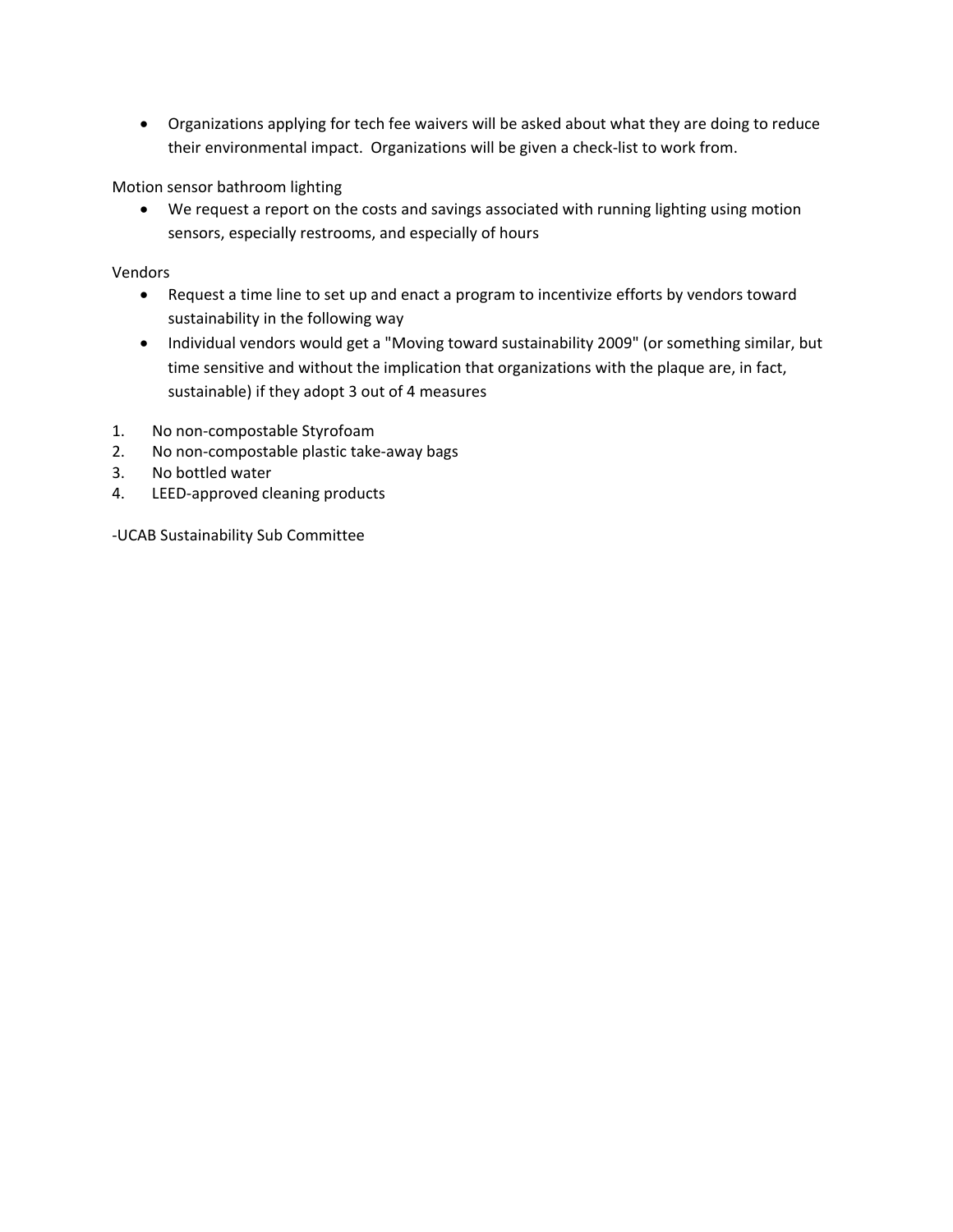- Organizations applying for tech fee waivers will be asked about what they are doing to reduce their environmental impact. Organizations will be given a check-list to work from.

Motion sensor bathroom lighting

- We request a report on the costs and savings associated with running lighting using motion sensors, especially restrooms, and especially of hours

Vendors

- Request a time line to set up and enact a program to incentivize efforts by vendors toward sustainability in the following way
- Individual vendors would get a "Moving toward sustainability 2009" (or something similar, but time sensitive and without the implication that organizations with the plaque are, in fact, sustainable) if they adopt 3 out of 4 measures

1. No non-compostable Styrofoam
2. No non-compostable plastic take-away bags
3. No bottled water
4. LEED-approved cleaning products

-UCAB Sustainability Sub Committee